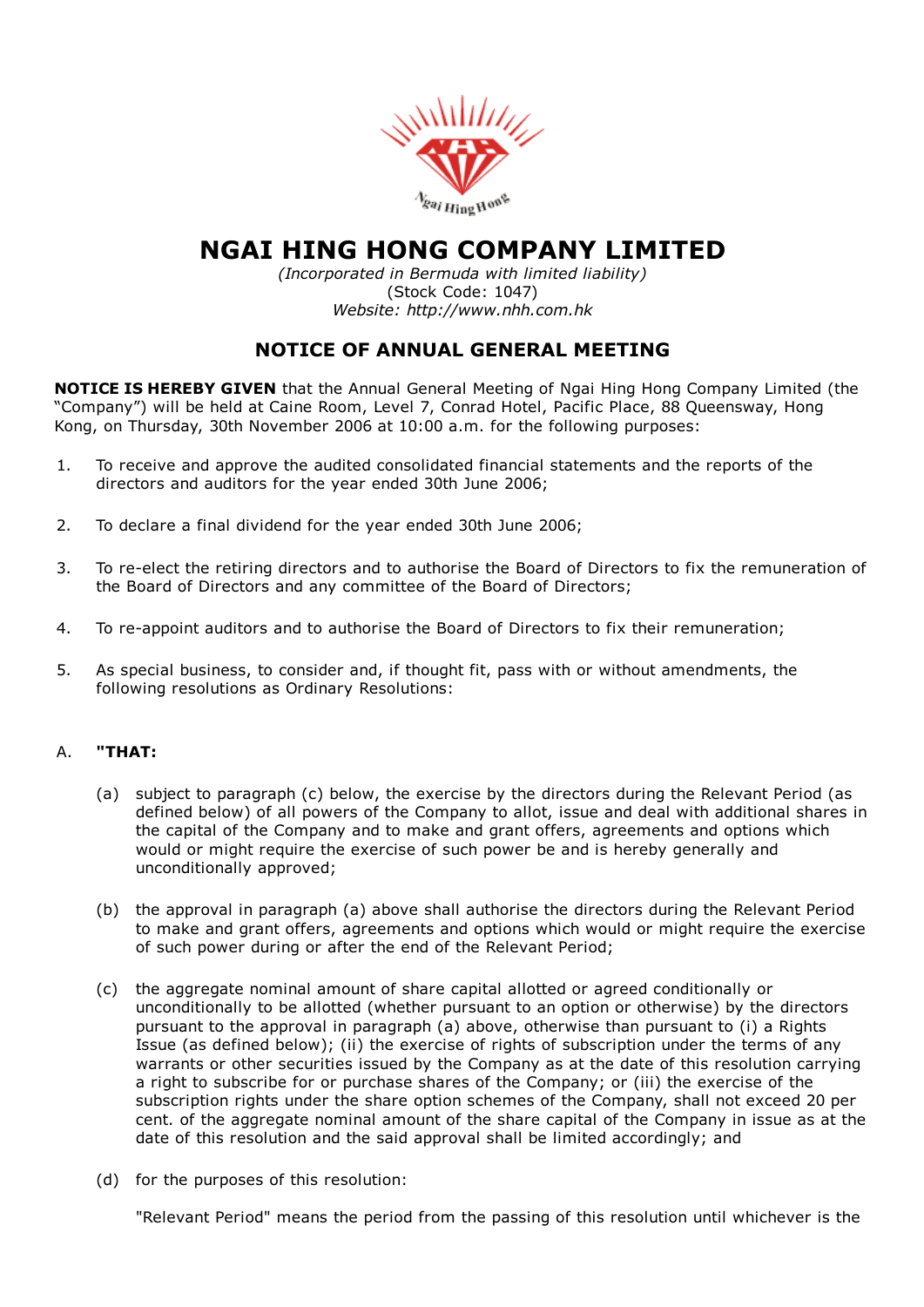# NGAI HING HONG COMPANY LIMITED

*(Incorporated in Bermuda with limited liability)*
(Stock Code: 1047)
*Website: http://www.nhh.com.hk*

## NOTICE OF ANNUAL GENERAL MEETING

**NOTICE IS HEREBY GIVEN** that the Annual General Meeting of Ngai Hing Hong Company Limited (the "Company") will be held at Caine Room, Level 7, Conrad Hotel, Pacific Place, 88 Queensway, Hong Kong, on Thursday, 30th November 2006 at 10:00 a.m. for the following purposes:

1. To receive and approve the audited consolidated financial statements and the reports of the directors and auditors for the year ended 30th June 2006;

2. To declare a final dividend for the year ended 30th June 2006;

3. To re-elect the retiring directors and to authorise the Board of Directors to fix the remuneration of the Board of Directors and any committee of the Board of Directors;

4. To re-appoint auditors and to authorise the Board of Directors to fix their remuneration;

5. As special business, to consider and, if thought fit, pass with or without amendments, the following resolutions as Ordinary Resolutions:

A. **"THAT:**

(a) subject to paragraph (c) below, the exercise by the directors during the Relevant Period (as defined below) of all powers of the Company to allot, issue and deal with additional shares in the capital of the Company and to make and grant offers, agreements and options which would or might require the exercise of such power be and is hereby generally and unconditionally approved;

(b) the approval in paragraph (a) above shall authorise the directors during the Relevant Period to make and grant offers, agreements and options which would or might require the exercise of such power during or after the end of the Relevant Period;

(c) the aggregate nominal amount of share capital allotted or agreed conditionally or unconditionally to be allotted (whether pursuant to an option or otherwise) by the directors pursuant to the approval in paragraph (a) above, otherwise than pursuant to (i) a Rights Issue (as defined below); (ii) the exercise of rights of subscription under the terms of any warrants or other securities issued by the Company as at the date of this resolution carrying a right to subscribe for or purchase shares of the Company; or (iii) the exercise of the subscription rights under the share option schemes of the Company, shall not exceed 20 per cent. of the aggregate nominal amount of the share capital of the Company in issue as at the date of this resolution and the said approval shall be limited accordingly; and

(d) for the purposes of this resolution:

"Relevant Period" means the period from the passing of this resolution until whichever is the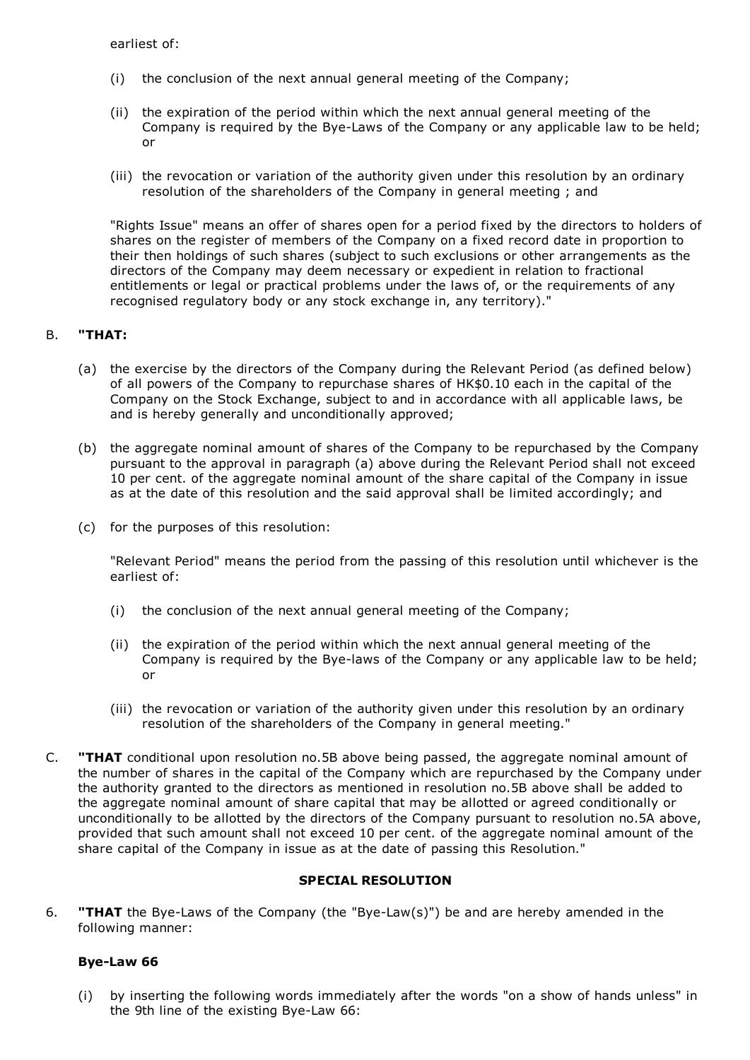earliest of:

(i) the conclusion of the next annual general meeting of the Company;

(ii) the expiration of the period within which the next annual general meeting of the Company is required by the Bye-Laws of the Company or any applicable law to be held; or

(iii) the revocation or variation of the authority given under this resolution by an ordinary resolution of the shareholders of the Company in general meeting ; and

"Rights Issue" means an offer of shares open for a period fixed by the directors to holders of shares on the register of members of the Company on a fixed record date in proportion to their then holdings of such shares (subject to such exclusions or other arrangements as the directors of the Company may deem necessary or expedient in relation to fractional entitlements or legal or practical problems under the laws of, or the requirements of any recognised regulatory body or any stock exchange in, any territory)."

B. **"THAT:**

(a) the exercise by the directors of the Company during the Relevant Period (as defined below) of all powers of the Company to repurchase shares of HK$0.10 each in the capital of the Company on the Stock Exchange, subject to and in accordance with all applicable laws, be and is hereby generally and unconditionally approved;

(b) the aggregate nominal amount of shares of the Company to be repurchased by the Company pursuant to the approval in paragraph (a) above during the Relevant Period shall not exceed 10 per cent. of the aggregate nominal amount of the share capital of the Company in issue as at the date of this resolution and the said approval shall be limited accordingly; and

(c) for the purposes of this resolution:

"Relevant Period" means the period from the passing of this resolution until whichever is the earliest of:

(i) the conclusion of the next annual general meeting of the Company;

(ii) the expiration of the period within which the next annual general meeting of the Company is required by the Bye-laws of the Company or any applicable law to be held; or

(iii) the revocation or variation of the authority given under this resolution by an ordinary resolution of the shareholders of the Company in general meeting."

C. **"THAT** conditional upon resolution no.5B above being passed, the aggregate nominal amount of the number of shares in the capital of the Company which are repurchased by the Company under the authority granted to the directors as mentioned in resolution no.5B above shall be added to the aggregate nominal amount of share capital that may be allotted or agreed conditionally or unconditionally to be allotted by the directors of the Company pursuant to resolution no.5A above, provided that such amount shall not exceed 10 per cent. of the aggregate nominal amount of the share capital of the Company in issue as at the date of passing this Resolution."

**SPECIAL RESOLUTION**

6. **"THAT** the Bye-Laws of the Company (the "Bye-Law(s)") be and are hereby amended in the following manner:

**Bye-Law 66**

(i) by inserting the following words immediately after the words "on a show of hands unless" in the 9th line of the existing Bye-Law 66: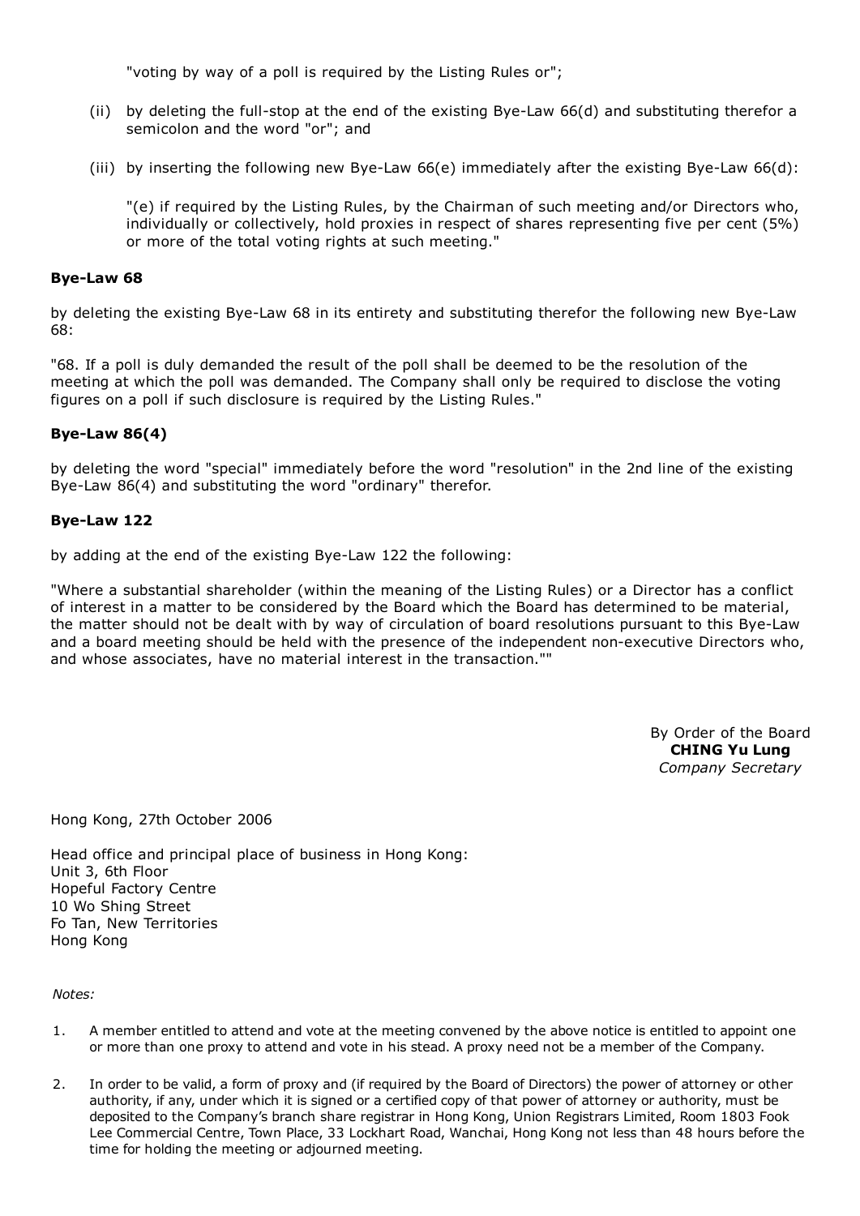"voting by way of a poll is required by the Listing Rules or";

(ii) by deleting the full-stop at the end of the existing Bye-Law 66(d) and substituting therefor a semicolon and the word "or"; and

(iii) by inserting the following new Bye-Law 66(e) immediately after the existing Bye-Law 66(d):

"(e) if required by the Listing Rules, by the Chairman of such meeting and/or Directors who, individually or collectively, hold proxies in respect of shares representing five per cent (5%) or more of the total voting rights at such meeting."

**Bye-Law 68**

by deleting the existing Bye-Law 68 in its entirety and substituting therefor the following new Bye-Law 68:

"68. If a poll is duly demanded the result of the poll shall be deemed to be the resolution of the meeting at which the poll was demanded. The Company shall only be required to disclose the voting figures on a poll if such disclosure is required by the Listing Rules."

**Bye-Law 86(4)**

by deleting the word "special" immediately before the word "resolution" in the 2nd line of the existing Bye-Law 86(4) and substituting the word "ordinary" therefor.

**Bye-Law 122**

by adding at the end of the existing Bye-Law 122 the following:

"Where a substantial shareholder (within the meaning of the Listing Rules) or a Director has a conflict of interest in a matter to be considered by the Board which the Board has determined to be material, the matter should not be dealt with by way of circulation of board resolutions pursuant to this Bye-Law and a board meeting should be held with the presence of the independent non-executive Directors who, and whose associates, have no material interest in the transaction.""

By Order of the Board
**CHING Yu Lung**
*Company Secretary*

Hong Kong, 27th October 2006

Head office and principal place of business in Hong Kong:
Unit 3, 6th Floor
Hopeful Factory Centre
10 Wo Shing Street
Fo Tan, New Territories
Hong Kong

*Notes:*

1. A member entitled to attend and vote at the meeting convened by the above notice is entitled to appoint one or more than one proxy to attend and vote in his stead. A proxy need not be a member of the Company.

2. In order to be valid, a form of proxy and (if required by the Board of Directors) the power of attorney or other authority, if any, under which it is signed or a certified copy of that power of attorney or authority, must be deposited to the Company's branch share registrar in Hong Kong, Union Registrars Limited, Room 1803 Fook Lee Commercial Centre, Town Place, 33 Lockhart Road, Wanchai, Hong Kong not less than 48 hours before the time for holding the meeting or adjourned meeting.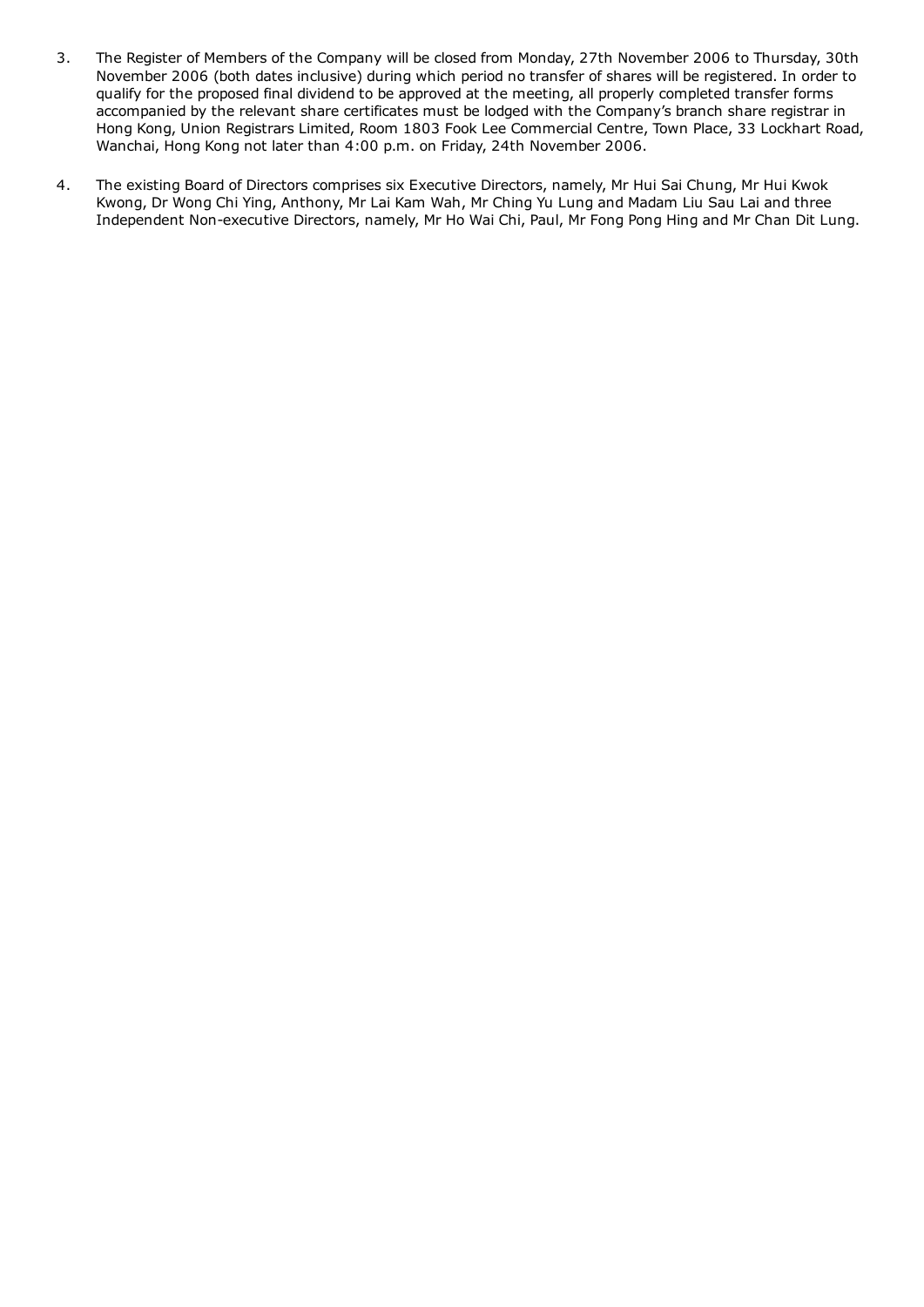3. The Register of Members of the Company will be closed from Monday, 27th November 2006 to Thursday, 30th November 2006 (both dates inclusive) during which period no transfer of shares will be registered. In order to qualify for the proposed final dividend to be approved at the meeting, all properly completed transfer forms accompanied by the relevant share certificates must be lodged with the Company's branch share registrar in Hong Kong, Union Registrars Limited, Room 1803 Fook Lee Commercial Centre, Town Place, 33 Lockhart Road, Wanchai, Hong Kong not later than 4:00 p.m. on Friday, 24th November 2006.

4. The existing Board of Directors comprises six Executive Directors, namely, Mr Hui Sai Chung, Mr Hui Kwok Kwong, Dr Wong Chi Ying, Anthony, Mr Lai Kam Wah, Mr Ching Yu Lung and Madam Liu Sau Lai and three Independent Non-executive Directors, namely, Mr Ho Wai Chi, Paul, Mr Fong Pong Hing and Mr Chan Dit Lung.